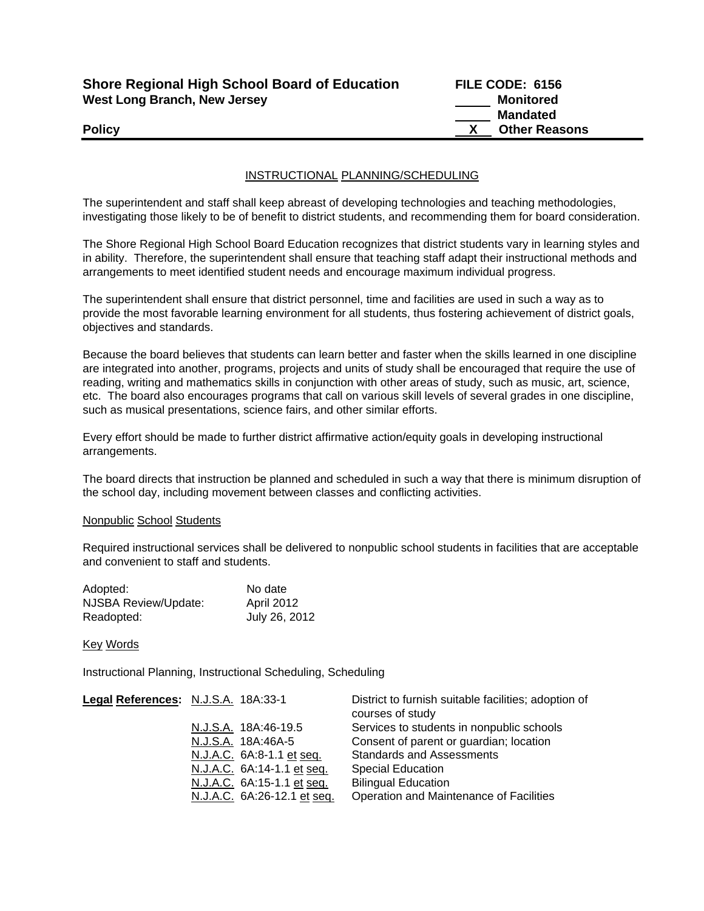**Shore Regional High School Board of Education**
**West Long Branch, New Jersey**

**FILE CODE: 6156**

_____ **Monitored**
_____ **Mandated**
**Policy** __X__ **Other Reasons**

---

## INSTRUCTIONAL PLANNING/SCHEDULING

The superintendent and staff shall keep abreast of developing technologies and teaching methodologies, investigating those likely to be of benefit to district students, and recommending them for board consideration.

The Shore Regional High School Board Education recognizes that district students vary in learning styles and in ability. Therefore, the superintendent shall ensure that teaching staff adapt their instructional methods and arrangements to meet identified student needs and encourage maximum individual progress.

The superintendent shall ensure that district personnel, time and facilities are used in such a way as to provide the most favorable learning environment for all students, thus fostering achievement of district goals, objectives and standards.

Because the board believes that students can learn better and faster when the skills learned in one discipline are integrated into another, programs, projects and units of study shall be encouraged that require the use of reading, writing and mathematics skills in conjunction with other areas of study, such as music, art, science, etc. The board also encourages programs that call on various skill levels of several grades in one discipline, such as musical presentations, science fairs, and other similar efforts.

Every effort should be made to further district affirmative action/equity goals in developing instructional arrangements.

The board directs that instruction be planned and scheduled in such a way that there is minimum disruption of the school day, including movement between classes and conflicting activities.

### Nonpublic School Students

Required instructional services shall be delivered to nonpublic school students in facilities that are acceptable and convenient to staff and students.

| | |
|---|---|
| Adopted: | No date |
| NJSBA Review/Update: | April 2012 |
| Readopted: | July 26, 2012 |

### Key Words

Instructional Planning, Instructional Scheduling, Scheduling

| **Legal References:** | | |
|---|---|---|
| | N.J.S.A. 18A:33-1 | District to furnish suitable facilities; adoption of courses of study |
| | N.J.S.A. 18A:46-19.5 | Services to students in nonpublic schools |
| | N.J.S.A. 18A:46A-5 | Consent of parent or guardian; location |
| | N.J.A.C. 6A:8-1.1 et seq. | Standards and Assessments |
| | N.J.A.C. 6A:14-1.1 et seq. | Special Education |
| | N.J.A.C. 6A:15-1.1 et seq. | Bilingual Education |
| | N.J.A.C. 6A:26-12.1 et seq. | Operation and Maintenance of Facilities |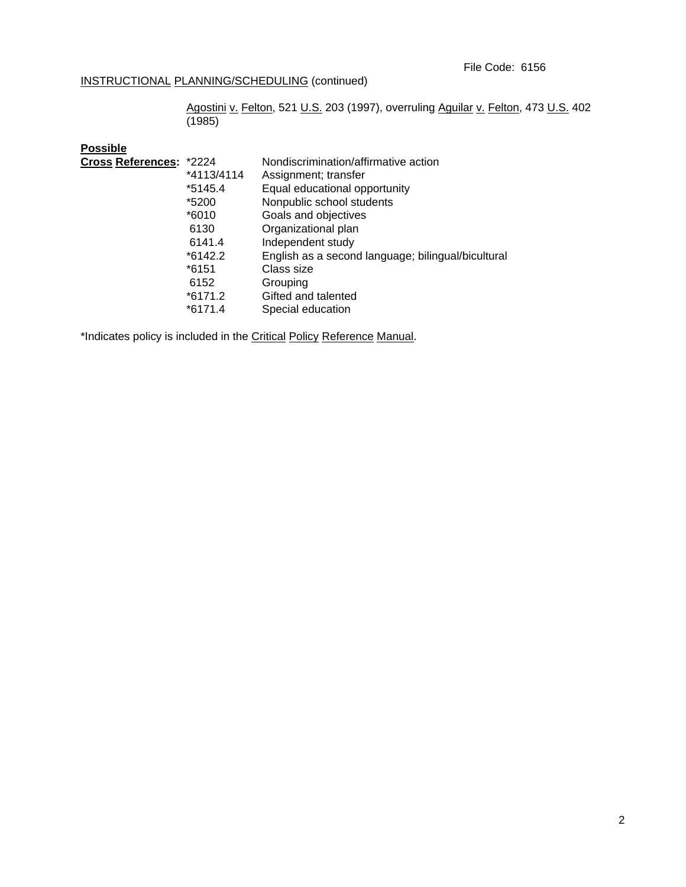File Code: 6156

INSTRUCTIONAL PLANNING/SCHEDULING (continued)

Agostini v. Felton, 521 U.S. 203 (1997), overruling Aguilar v. Felton, 473 U.S. 402 (1985)

**Possible Cross References:**

| | |
|---|---|
| *2224 | Nondiscrimination/affirmative action |
| *4113/4114 | Assignment; transfer |
| *5145.4 | Equal educational opportunity |
| *5200 | Nonpublic school students |
| *6010 | Goals and objectives |
| 6130 | Organizational plan |
| 6141.4 | Independent study |
| *6142.2 | English as a second language; bilingual/bicultural |
| *6151 | Class size |
| 6152 | Grouping |
| *6171.2 | Gifted and talented |
| *6171.4 | Special education |

*Indicates policy is included in the Critical Policy Reference Manual.